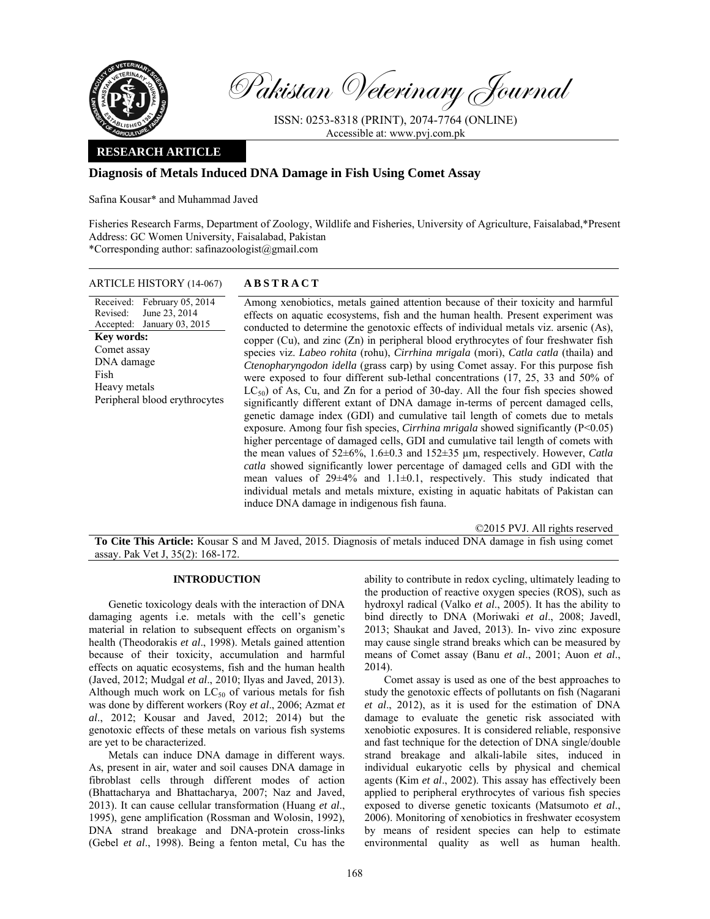Pakistan Veterinary Journal

ISSN: 0253-8318 (PRINT), 2074-7764 (ONLINE)
Accessible at: www.pvj.com.pk

**RESEARCH ARTICLE**

# Diagnosis of Metals Induced DNA Damage in Fish Using Comet Assay

Safina Kousar* and Muhammad Javed

Fisheries Research Farms, Department of Zoology, Wildlife and Fisheries, University of Agriculture, Faisalabad,*Present Address: GC Women University, Faisalabad, Pakistan
*Corresponding author: safinazoologist@gmail.com

**ARTICLE HISTORY** (14-067)

Received: February 05, 2014
Revised: June 23, 2014
Accepted: January 03, 2015

**Key words:**
Comet assay
DNA damage
Fish
Heavy metals
Peripheral blood erythrocytes

## ABSTRACT

Among xenobiotics, metals gained attention because of their toxicity and harmful effects on aquatic ecosystems, fish and the human health. Present experiment was conducted to determine the genotoxic effects of individual metals viz. arsenic (As), copper (Cu), and zinc (Zn) in peripheral blood erythrocytes of four freshwater fish species viz. *Labeo rohita* (rohu), *Cirrhina mrigala* (mori), *Catla catla* (thaila) and *Ctenopharyngodon idella* (grass carp) by using Comet assay. For this purpose fish were exposed to four different sub-lethal concentrations (17, 25, 33 and 50% of $LC_{50}$) of As, Cu, and Zn for a period of 30-day. All the four fish species showed significantly different extant of DNA damage in-terms of percent damaged cells, genetic damage index (GDI) and cumulative tail length of comets due to metals exposure. Among four fish species, *Cirrhina mrigala* showed significantly ($P<0.05$) higher percentage of damaged cells, GDI and cumulative tail length of comets with the mean values of 52±6%, 1.6±0.3 and 152±35 µm, respectively. However, *Catla catla* showed significantly lower percentage of damaged cells and GDI with the mean values of 29±4% and 1.1±0.1, respectively. This study indicated that individual metals and metals mixture, existing in aquatic habitats of Pakistan can induce DNA damage in indigenous fish fauna.

©2015 PVJ. All rights reserved

**To Cite This Article:** Kousar S and M Javed, 2015. Diagnosis of metals induced DNA damage in fish using comet assay. Pak Vet J, 35(2): 168-172.

## INTRODUCTION

Genetic toxicology deals with the interaction of DNA damaging agents i.e. metals with the cell's genetic material in relation to subsequent effects on organism's health (Theodorakis *et al*., 1998). Metals gained attention because of their toxicity, accumulation and harmful effects on aquatic ecosystems, fish and the human health (Javed, 2012; Mudgal *et al*., 2010; Ilyas and Javed, 2013). Although much work on $LC_{50}$ of various metals for fish was done by different workers (Roy *et al*., 2006; Azmat *et al*., 2012; Kousar and Javed, 2012; 2014) but the genotoxic effects of these metals on various fish systems are yet to be characterized.

Metals can induce DNA damage in different ways. As, present in air, water and soil causes DNA damage in fibroblast cells through different modes of action (Bhattacharya and Bhattacharya, 2007; Naz and Javed, 2013). It can cause cellular transformation (Huang *et al*., 1995), gene amplification (Rossman and Wolosin, 1992), DNA strand breakage and DNA-protein cross-links (Gebel *et al*., 1998). Being a fenton metal, Cu has the ability to contribute in redox cycling, ultimately leading to the production of reactive oxygen species (ROS), such as hydroxyl radical (Valko *et al*., 2005). It has the ability to bind directly to DNA (Moriwaki *et al*., 2008; Javedl, 2013; Shaukat and Javed, 2013). In- vivo zinc exposure may cause single strand breaks which can be measured by means of Comet assay (Banu *et al*., 2001; Auon *et al*., 2014).

Comet assay is used as one of the best approaches to study the genotoxic effects of pollutants on fish (Nagarani *et al*., 2012), as it is used for the estimation of DNA damage to evaluate the genetic risk associated with xenobiotic exposures. It is considered reliable, responsive and fast technique for the detection of DNA single/double strand breakage and alkali-labile sites, induced in individual eukaryotic cells by physical and chemical agents (Kim *et al*., 2002). This assay has effectively been applied to peripheral erythrocytes of various fish species exposed to diverse genetic toxicants (Matsumoto *et al*., 2006). Monitoring of xenobiotics in freshwater ecosystem by means of resident species can help to estimate environmental quality as well as human health.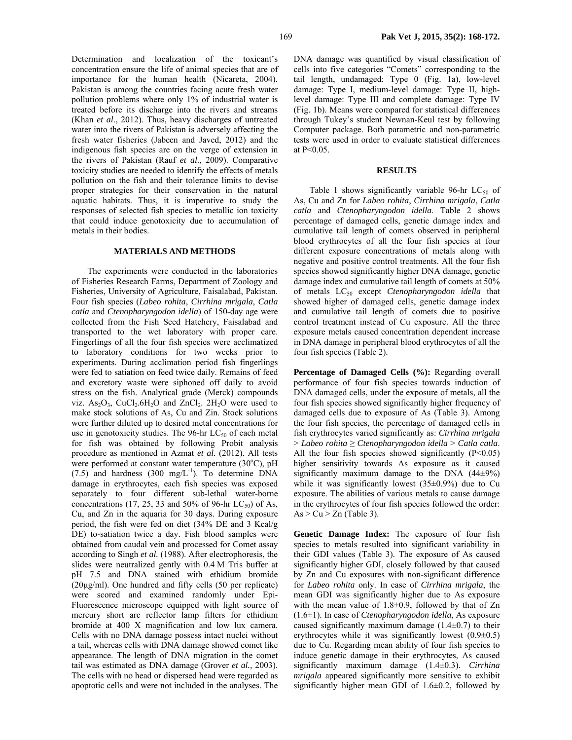Determination and localization of the toxicant's concentration ensure the life of animal species that are of importance for the human health (Nicareta, 2004). Pakistan is among the countries facing acute fresh water pollution problems where only 1% of industrial water is treated before its discharge into the rivers and streams (Khan *et al*., 2012). Thus, heavy discharges of untreated water into the rivers of Pakistan is adversely affecting the fresh water fisheries (Jabeen and Javed, 2012) and the indigenous fish species are on the verge of extension in the rivers of Pakistan (Rauf *et al*., 2009). Comparative toxicity studies are needed to identify the effects of metals pollution on the fish and their tolerance limits to devise proper strategies for their conservation in the natural aquatic habitats. Thus, it is imperative to study the responses of selected fish species to metallic ion toxicity that could induce genotoxicity due to accumulation of metals in their bodies.

## MATERIALS AND METHODS

The experiments were conducted in the laboratories of Fisheries Research Farms, Department of Zoology and Fisheries, University of Agriculture, Faisalabad, Pakistan. Four fish species (*Labeo rohita*, *Cirrhina mrigala*, *Catla catla* and *Ctenopharyngodon idella*) of 150-day age were collected from the Fish Seed Hatchery, Faisalabad and transported to the wet laboratory with proper care. Fingerlings of all the four fish species were acclimatized to laboratory conditions for two weeks prior to experiments. During acclimation period fish fingerlings were fed to satiation on feed twice daily. Remains of feed and excretory waste were siphoned off daily to avoid stress on the fish. Analytical grade (Merck) compounds viz. $As_2O_3$, $CuCl_2.6H_2O$ and $ZnCl_2$. $2H_2O$ were used to make stock solutions of As, Cu and Zin. Stock solutions were further diluted up to desired metal concentrations for use in genotoxicity studies. The 96-hr $LC_{50}$ of each metal for fish was obtained by following Probit analysis procedure as mentioned in Azmat *et al.* (2012). All tests were performed at constant water temperature (30°C), pH (7.5) and hardness (300 $mg/L^{-1}$). To determine DNA damage in erythrocytes, each fish species was exposed separately to four different sub-lethal water-borne concentrations (17, 25, 33 and 50% of 96-hr $LC_{50}$) of As, Cu, and Zn in the aquaria for 30 days. During exposure period, the fish were fed on diet (34% DE and 3 Kcal/g DE) to-satiation twice a day. Fish blood samples were obtained from caudal vein and processed for Comet assay according to Singh *et al.* (1988). After electrophoresis, the slides were neutralized gently with 0.4 M Tris buffer at pH 7.5 and DNA stained with ethidium bromide (20µg/ml). One hundred and fifty cells (50 per replicate) were scored and examined randomly under Epi-Fluorescence microscope equipped with light source of mercury short arc reflector lamp filters for ethidium bromide at 400 X magnification and low lux camera. Cells with no DNA damage possess intact nuclei without a tail, whereas cells with DNA damage showed comet like appearance. The length of DNA migration in the comet tail was estimated as DNA damage (Grover *et al.,* 2003). The cells with no head or dispersed head were regarded as apoptotic cells and were not included in the analyses. The DNA damage was quantified by visual classification of cells into five categories "Comets" corresponding to the tail length, undamaged: Type 0 (Fig. 1a), low-level damage: Type I, medium-level damage: Type II, high-level damage: Type III and complete damage: Type IV (Fig. 1b). Means were compared for statistical differences through Tukey's student Newnan-Keul test by following Computer package. Both parametric and non-parametric tests were used in order to evaluate statistical differences at P<0.05.

## RESULTS

Table 1 shows significantly variable 96-hr $LC_{50}$ of As, Cu and Zn for *Labeo rohita*, *Cirrhina mrigala*, *Catla catla* and *Ctenopharyngodon idella*. Table 2 shows percentage of damaged cells, genetic damage index and cumulative tail length of comets observed in peripheral blood erythrocytes of all the four fish species at four different exposure concentrations of metals along with negative and positive control treatments. All the four fish species showed significantly higher DNA damage, genetic damage index and cumulative tail length of comets at 50% of metals $LC_{50}$ except *Ctenopharyngodon idella* that showed higher of damaged cells, genetic damage index and cumulative tail length of comets due to positive control treatment instead of Cu exposure. All the three exposure metals caused concentration dependent increase in DNA damage in peripheral blood erythrocytes of all the four fish species (Table 2).

**Percentage of Damaged Cells (%):** Regarding overall performance of four fish species towards induction of DNA damaged cells, under the exposure of metals, all the four fish species showed significantly higher frequency of damaged cells due to exposure of As (Table 3). Among the four fish species, the percentage of damaged cells in fish erythrocytes varied significantly as: *Cirrhina mrigala* > *Labeo rohita* ≥ *Ctenopharyngodon idella* > *Catla catla*. All the four fish species showed significantly (P<0.05) higher sensitivity towards As exposure as it caused significantly maximum damage to the DNA (44±9%) while it was significantly lowest (35±0.9%) due to Cu exposure. The abilities of various metals to cause damage in the erythrocytes of four fish species followed the order: As > Cu > Zn (Table 3).

**Genetic Damage Index:** The exposure of four fish species to metals resulted into significant variability in their GDI values (Table 3). The exposure of As caused significantly higher GDI, closely followed by that caused by Zn and Cu exposures with non-significant difference for *Labeo rohita* only. In case of *Cirrhina mrigala*, the mean GDI was significantly higher due to As exposure with the mean value of 1.8±0.9, followed by that of Zn (1.6±1). In case of *Ctenopharyngodon idella*, As exposure caused significantly maximum damage (1.4±0.7) to their erythrocytes while it was significantly lowest (0.9±0.5) due to Cu. Regarding mean ability of four fish species to induce genetic damage in their erythrocytes, As caused significantly maximum damage (1.4±0.3). *Cirrhina mrigala* appeared significantly more sensitive to exhibit significantly higher mean GDI of 1.6±0.2, followed by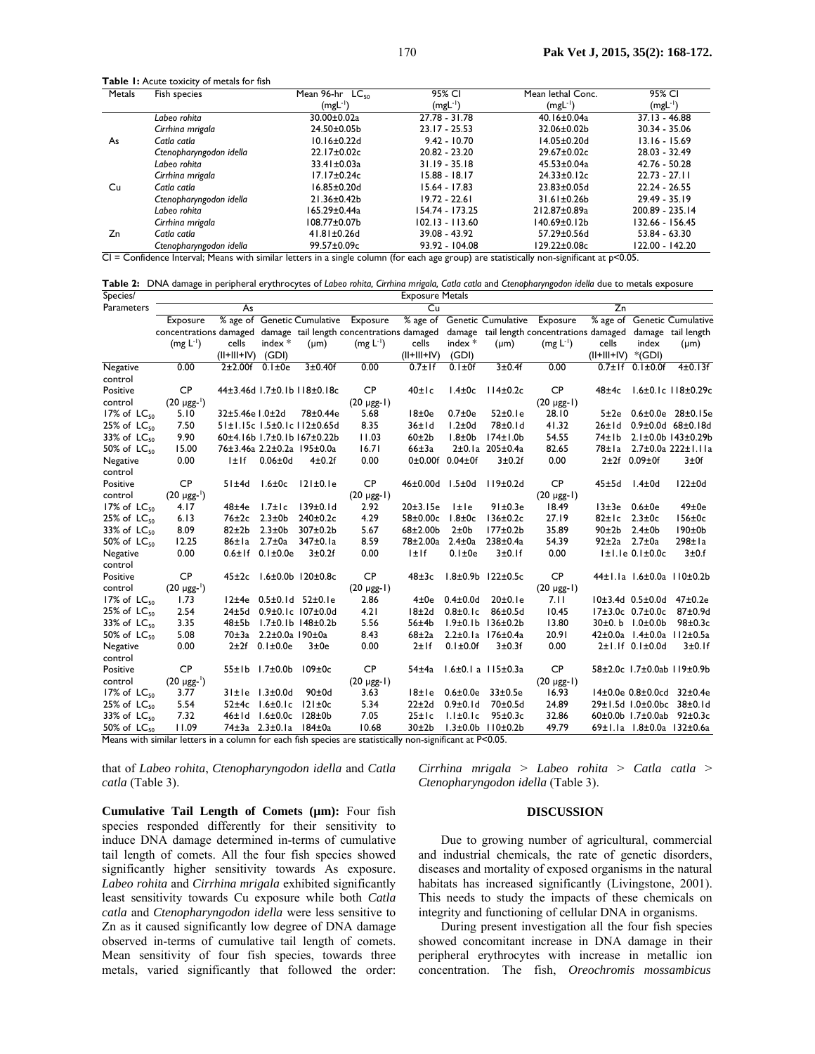**Table 1:** Acute toxicity of metals for fish

| Metals | Fish species | Mean 96-hr $LC_{50}$ ($mgL^{-1}$) | 95% CI ($mgL^{-1}$) | Mean lethal Conc. ($mgL^{-1}$) | 95% CI ($mgL^{-1}$) |
|---|---|---|---|---|---|
| As | *Labeo rohita* | 30.00±0.02a | 27.78 - 31.78 | 40.16±0.04a | 37.13 - 46.88 |
| | *Cirrhina mrigala* | 24.50±0.05b | 23.17 - 25.53 | 32.06±0.02b | 30.34 - 35.06 |
| | *Catla catla* | 10.16±0.22d | 9.42 - 10.70 | 14.05±0.20d | 13.16 - 15.69 |
| | *Ctenopharyngodon idella* | 22.17±0.02c | 20.82 - 23.20 | 29.67±0.02c | 28.03 - 32.49 |
| Cu | *Labeo rohita* | 33.41±0.03a | 31.19 - 35.18 | 45.53±0.04a | 42.76 - 50.28 |
| | *Cirrhina mrigala* | 17.17±0.24c | 15.88 - 18.17 | 24.33±0.12c | 22.73 - 27.11 |
| | *Catla catla* | 16.85±0.20d | 15.64 - 17.83 | 23.83±0.05d | 22.24 - 26.55 |
| | *Ctenopharyngodon idella* | 21.36±0.42b | 19.72 - 22.61 | 31.61±0.26b | 29.49 - 35.19 |
| Zn | *Labeo rohita* | 165.29±0.44a | 154.74 - 173.25 | 212.87±0.89a | 200.89 - 235.14 |
| | *Cirrhina mrigala* | 108.77±0.07b | 102.13 - 113.60 | 140.69±0.12b | 132.66 - 156.45 |
| | *Catla catla* | 41.81±0.26d | 39.08 - 43.92 | 57.29±0.56d | 53.84 - 63.30 |
| | *Ctenopharyngodon idella* | 99.57±0.09c | 93.92 - 104.08 | 129.22±0.08c | 122.00 - 142.20 |

CI = Confidence Interval; Means with similar letters in a single column (for each age group) are statistically non-significant at p<0.05.

**Table 2:** DNA damage in peripheral erythrocytes of *Labeo rohita, Cirrhina mrigala, Catla catla* and *Ctenopharyngodon idella* due to metals exposure

| Species/ Parameters | As | | | | Cu | | | | Zn | | | |
|---|---|---|---|---|---|---|---|---|---|---|---|---|
| | Exposure concentrations ($mg L^{-1}$) | % age of damaged cells (II+III+IV) | Genetic damage index * (GDI) | Cumulative tail length (µm) | Exposure concentrations ($mg L^{-1}$) | % age of damaged cells (II+III+IV) | Genetic damage index * (GDI) | Cumulative tail length (µm) | Exposure concentrations ($mg L^{-1}$) | % age of damaged cells (II+III+IV) | Genetic damage index *(GDI) | Cumulative tail length (µm) |
| Negative control | 0.00 | 2±2.00f | 0.1±0e | 3±0.40f | 0.00 | 0.7±1f | 0.1±0f | 3±0.4f | 0.00 | 0.7±1f | 0.1±0.0f | 4±0.13f |
| Positive control | CP (20 µgg-¹) | 44±3.46d | 1.7±0.1b | 118±0.18c | CP (20 µgg-1) | 40±1c | 1.4±0c | 114±0.2c | CP (20 µgg-1) | 48±4c | 1.6±0.1c | 118±0.29c |
| 17% of $LC_{50}$ | 5.10 | 32±5.46e | 1.0±2d | 78±0.44e | 5.68 | 18±0e | 0.7±0e | 52±0.1e | 28.10 | 5±2e | 0.6±0.0e | 28±0.15e |
| 25% of $LC_{50}$ | 7.50 | 51±1.15c | 1.5±0.1c | 112±0.65d | 8.35 | 36±1d | 1.2±0d | 78±0.1d | 41.32 | 26±1d | 0.9±0.0d | 68±0.18d |
| 33% of $LC_{50}$ | 9.90 | 60±4.16b | 1.7±0.1b | 167±0.22b | 11.03 | 60±2b | 1.8±0b | 174±1.0b | 54.55 | 74±1b | 2.1±0.0b | 143±0.29b |
| 50% of $LC_{50}$ | 15.00 | 76±3.46a | 2.2±0.2a | 195±0.0a | 16.71 | 66±3a | 2±0.1a | 205±0.4a | 82.65 | 78±1a | 2.7±0.0a | 222±1.11a |
| Negative control | 0.00 | 1±1f | 0.06±0d | 4±0.2f | 0.00 | 0±0.00f | 0.04±0f | 3±0.2f | 0.00 | 2±2f | 0.09±0f | 3±0f |
| Positive control | CP (20 µgg-¹) | 51±4d | 1.6±0c | 121±0.1e | CP (20 µgg-1) | 46±0.00d | 1.5±0d | 119±0.2d | CP (20 µgg-1) | 45±5d | 1.4±0d | 122±0d |
| 17% of $LC_{50}$ | 4.17 | 48±4e | 1.7±1c | 139±0.1d | 2.92 | 20±3.15e | 1±1e | 91±0.3e | 18.49 | 13±3e | 0.6±0e | 49±0e |
| 25% of $LC_{50}$ | 6.13 | 76±2c | 2.3±0b | 240±0.2c | 4.29 | 58±0.00c | 1.8±0c | 136±0.2c | 27.19 | 82±1c | 2.3±0c | 156±0c |
| 33% of $LC_{50}$ | 8.09 | 82±2b | 2.3±0b | 307±0.2b | 5.67 | 68±2.00b | 2±0b | 177±0.2b | 35.89 | 90±2b | 2.4±0b | 190±0b |
| 50% of $LC_{50}$ | 12.25 | 86±1a | 2.7±0a | 347±0.1a | 8.59 | 78±2.00a | 2.4±0a | 238±0.4a | 54.39 | 92±2a | 2.7±0a | 298±1a |
| Negative control | 0.00 | 0.6±1f | 0.1±0.0e | 3±0.2f | 0.00 | 1±1f | 0.1±0e | 3±0.1f | 0.00 | 1±1.1e | 0.1±0.0c | 3±0.f |
| Positive control | CP (20 µgg-¹) | 45±2c | 1.6±0.0b | 120±0.8c | CP (20 µgg-1) | 48±3c | 1.8±0.9b | 122±0.5c | CP (20 µgg-1) | 44±1.1a | 1.6±0.0a | 110±0.2b |
| 17% of $LC_{50}$ | 1.73 | 12±4e | 0.5±0.1d | 52±0.1e | 2.86 | 4±0e | 0.4±0.0d | 20±0.1e | 7.11 | 10±3.4d | 0.5±0.0d | 47±0.2e |
| 25% of $LC_{50}$ | 2.54 | 24±5d | 0.9±0.1c | 107±0.0d | 4.21 | 18±2d | 0.8±0.1c | 86±0.5d | 10.45 | 17±3.0c | 0.7±0.0c | 87±0.9d |
| 33% of $LC_{50}$ | 3.35 | 48±5b | 1.7±0.1b | 148±0.2b | 5.56 | 56±4b | 1.9±0.1b | 136±0.2b | 13.80 | 30±0. b | 1.0±0.0b | 98±0.3c |
| 50% of $LC_{50}$ | 5.08 | 70±3a | 2.2±0.0a | 190±0a | 8.43 | 68±2a | 2.2±0.1a | 176±0.4a | 20.91 | 42±0.0a | 1.4±0.0a | 112±0.5a |
| Negative control | 0.00 | 2±2f | 0.1±0.0e | 3±0e | 0.00 | 2±1f | 0.1±0.0f | 3±0.3f | 0.00 | 2±1.1f | 0.1±0.0d | 3±0.1f |
| Positive control | CP (20 µgg-¹) | 55±1b | 1.7±0.0b | 109±0c | CP (20 µgg-1) | 54±4a | 1.6±0.1 a | 115±0.3a | CP (20 µgg-1) | 58±2.0c | 1.7±0.0ab | 119±0.9b |
| 17% of $LC_{50}$ | 3.77 | 31±1e | 1.3±0.0d | 90±0d | 3.63 | 18±1e | 0.6±0.0e | 33±0.5e | 16.93 | 14±0.0e | 0.8±0.0cd | 32±0.4e |
| 25% of $LC_{50}$ | 5.54 | 52±4c | 1.6±0.1c | 121±0c | 5.34 | 22±2d | 0.9±0.1d | 70±0.5d | 24.89 | 29±1.5d | 1.0±0.0bc | 38±0.1d |
| 33% of $LC_{50}$ | 7.32 | 46±1d | 1.6±0.0c | 128±0b | 7.05 | 25±1c | 1.1±0.1c | 95±0.3c | 32.86 | 60±0.0b | 1.7±0.0ab | 92±0.3c |
| 50% of $LC_{50}$ | 11.09 | 74±3a | 2.3±0.1a | 184±0a | 10.68 | 30±2b | 1.3±0.0b | 110±0.2b | 49.79 | 69±1.1a | 1.8±0.0a | 132±0.6a |

Means with similar letters in a column for each fish species are statistically non-significant at P<0.05.

that of *Labeo rohita*, *Ctenopharyngodon idella* and *Catla catla* (Table 3).

**Cumulative Tail Length of Comets (µm):** Four fish species responded differently for their sensitivity to induce DNA damage determined in-terms of cumulative tail length of comets. All the four fish species showed significantly higher sensitivity towards As exposure. *Labeo rohita* and *Cirrhina mrigala* exhibited significantly least sensitivity towards Cu exposure while both *Catla catla* and *Ctenopharyngodon idella* were less sensitive to Zn as it caused significantly low degree of DNA damage observed in-terms of cumulative tail length of comets. Mean sensitivity of four fish species, towards three metals, varied significantly that followed the order: *Cirrhina mrigala* > *Labeo rohita* > *Catla catla* > *Ctenopharyngodon idella* (Table 3).

## DISCUSSION

Due to growing number of agricultural, commercial and industrial chemicals, the rate of genetic disorders, diseases and mortality of exposed organisms in the natural habitats has increased significantly (Livingstone, 2001). This needs to study the impacts of these chemicals on integrity and functioning of cellular DNA in organisms.

During present investigation all the four fish species showed concomitant increase in DNA damage in their peripheral erythrocytes with increase in metallic ion concentration. The fish, *Oreochromis mossambicus*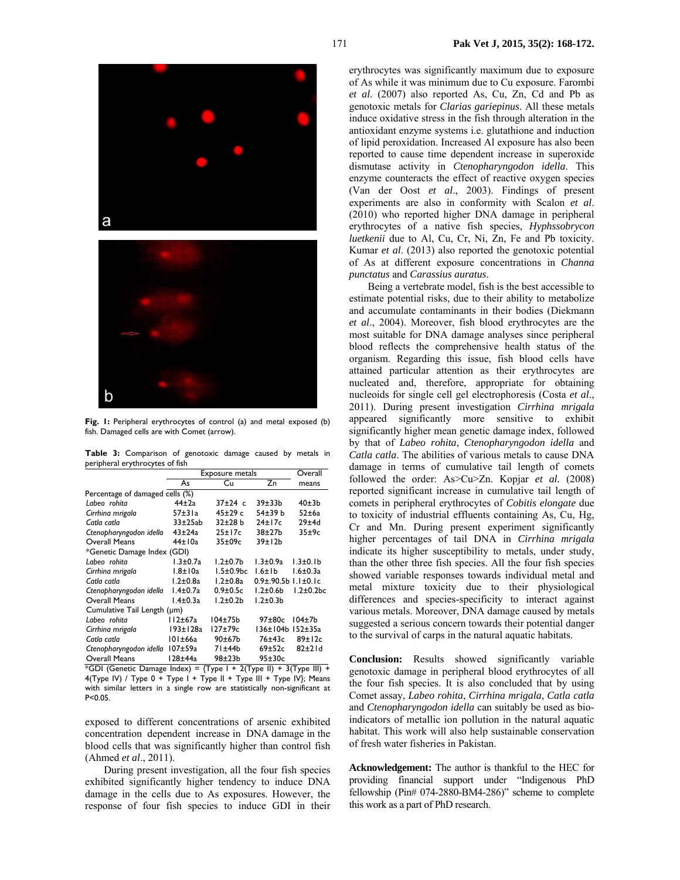Fig. 1: Peripheral erythrocytes of control (a) and metal exposed (b) fish. Damaged cells are with Comet (arrow).

**Table 3:** Comparison of genotoxic damage caused by metals in peripheral erythrocytes of fish

| | Exposure metals | | | Overall |
|---|---|---|---|---|
| | As | Cu | Zn | means |
| Percentage of damaged cells (%) | | | | |
| *Labeo rohita* | 44±2a | 37±24 c | 39±33b | 40±3b |
| *Cirrhina mrigala* | 57±31a | 45±29 c | 54±39 b | 52±6a |
| *Catla catla* | 33±25ab | 32±28 b | 24±17c | 29±4d |
| *Ctenopharyngodon idella* | 43±24a | 25±17c | 38±27b | 35±9c |
| Overall Means | 44±10a | 35±09c | 39±12b | |
| *Genetic Damage Index (GDI) | | | | |
| *Labeo rohita* | 1.3±0.7a | 1.2±0.7b | 1.3±0.9a | 1.3±0.1b |
| *Cirrhina mrigala* | 1.8±10a | 1.5±0.9bc | 1.6±1b | 1.6±0.3a |
| *Catla catla* | 1.2±0.8a | 1.2±0.8a | 0.9±.90.5b | 1.1±0.1c |
| *Ctenopharyngodon idella* | 1.4±0.7a | 0.9±0.5c | 1.2±0.6b | 1.2±0.2bc |
| Overall Means | 1.4±0.3a | 1.2±0.2b | 1.2±0.3b | |
| Cumulative Tail Length (µm) | | | | |
| *Labeo rohita* | 112±67a | 104±75b | 97±80c | 104±7b |
| *Cirrhina mrigala* | 193±128a | 127±79c | 136±104b | 152±35a |
| *Catla catla* | 101±66a | 90±67b | 76±43c | 89±12c |
| *Ctenopharyngodon idella* | 107±59a | 71±44b | 69±52c | 82±21d |
| Overall Means | 128±44a | 98±23b | 95±30c | |

*GDI (Genetic Damage Index) = {Type I + 2(Type II) + 3(Type III) + 4(Type IV) / Type 0 + Type I + Type II + Type III + Type IV}; Means with similar letters in a single row are statistically non-significant at P<0.05.

exposed to different concentrations of arsenic exhibited concentration dependent increase in DNA damage in the blood cells that was significantly higher than control fish (Ahmed *et al*., 2011).

During present investigation, all the four fish species exhibited significantly higher tendency to induce DNA damage in the cells due to As exposures. However, the response of four fish species to induce GDI in their erythrocytes was significantly maximum due to exposure of As while it was minimum due to Cu exposure. Farombi *et al.* (2007) also reported As, Cu, Zn, Cd and Pb as genotoxic metals for *Clarias gariepinus*. All these metals induce oxidative stress in the fish through alteration in the antioxidant enzyme systems i.e. glutathione and induction of lipid peroxidation. Increased Al exposure has also been reported to cause time dependent increase in superoxide dismutase activity in *Ctenopharyngodon idella*. This enzyme counteracts the effect of reactive oxygen species (Van der Oost *et al*., 2003). Findings of present experiments are also in conformity with Scalon *et al*. (2010) who reported higher DNA damage in peripheral erythrocytes of a native fish species, *Hyphssobrycon luetkenii* due to Al, Cu, Cr, Ni, Zn, Fe and Pb toxicity. Kumar *et al*. (2013) also reported the genotoxic potential of As at different exposure concentrations in *Channa punctatus* and *Carassius auratus*.

Being a vertebrate model, fish is the best accessible to estimate potential risks, due to their ability to metabolize and accumulate contaminants in their bodies (Diekmann *et al*., 2004). Moreover, fish blood erythrocytes are the most suitable for DNA damage analyses since peripheral blood reflects the comprehensive health status of the organism. Regarding this issue, fish blood cells have attained particular attention as their erythrocytes are nucleated and, therefore, appropriate for obtaining nucleoids for single cell gel electrophoresis (Costa *et al*., 2011). During present investigation *Cirrhina mrigala* appeared significantly more sensitive to exhibit significantly higher mean genetic damage index, followed by that of *Labeo rohita*, *Ctenopharyngodon idella* and *Catla catla*. The abilities of various metals to cause DNA damage in terms of cumulative tail length of comets followed the order: As>Cu>Zn. Kopjar *et al.* (2008) reported significant increase in cumulative tail length of comets in peripheral erythrocytes of *Cobitis elongate* due to toxicity of industrial effluents containing As, Cu, Hg, Cr and Mn. During present experiment significantly higher percentages of tail DNA in *Cirrhina mrigala* indicate its higher susceptibility to metals, under study, than the other three fish species. All the four fish species showed variable responses towards individual metal and metal mixture toxicity due to their physiological differences and species-specificity to interact against various metals. Moreover, DNA damage caused by metals suggested a serious concern towards their potential danger to the survival of carps in the natural aquatic habitats.

**Conclusion:** Results showed significantly variable genotoxic damage in peripheral blood erythrocytes of all the four fish species. It is also concluded that by using Comet assay, *Labeo rohita*, *Cirrhina mrigala*, *Catla catla* and *Ctenopharyngodon idella* can suitably be used as bio-indicators of metallic ion pollution in the natural aquatic habitat. This work will also help sustainable conservation of fresh water fisheries in Pakistan.

**Acknowledgement:** The author is thankful to the HEC for providing financial support under "Indigenous PhD fellowship (Pin# 074-2880-BM4-286)" scheme to complete this work as a part of PhD research.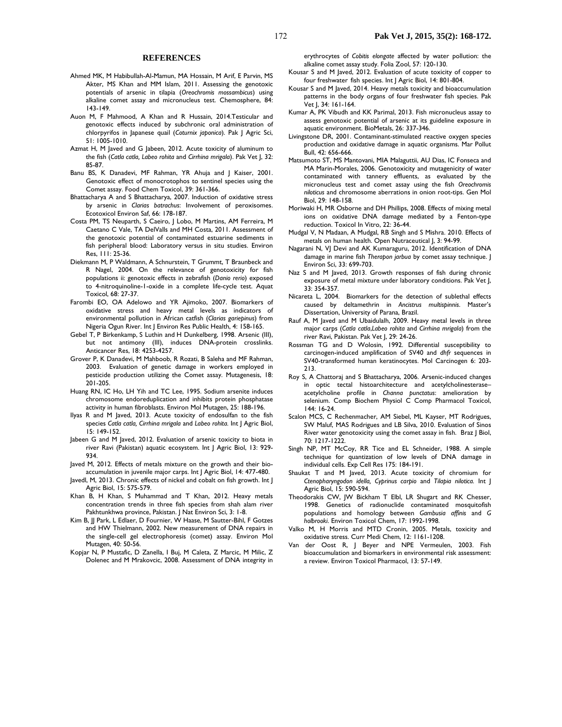## REFERENCES

Ahmed MK, M Habibullah-Al-Mamun, MA Hossain, M Arif, E Parvin, MS Akter, MS Khan and MM Islam, 2011. Assessing the genotoxic potentials of arsenic in tilapia (*Oreochromis mossambicus*) using alkaline comet assay and micronucleus test. Chemosphere, 84: 143-149.

Auon M, F Mahmood, A Khan and R Hussain, 2014.Testicular and genotoxic effects induced by subchronic oral administration of chlorpyrifos in Japanese quail (*Coturnix japonica*). Pak J Agric Sci, 51: 1005-1010.

Azmat H, M Javed and G Jabeen, 2012. Acute toxicity of aluminum to the fish (*Catla catla, Labeo rohita* and *Cirrhina mrigala*). Pak Vet J, 32: 85-87.

Banu BS, K Danadevi, MF Rahman, YR Ahuja and J Kaiser, 2001. Genotoxic effect of monocrotophos to sentinel species using the Comet assay. Food Chem Toxicol, 39: 361-366.

Bhattacharya A and S Bhattacharya, 2007. Induction of oxidative stress by arsenic in *Clarias batrachus*: Involvement of peroxisomes. Ecotoxicol Environ Saf, 66: 178-187.

Costa PM, TS Neuparth, S Caeiro, J Lobo, M Martins, AM Ferreira, M Caetano C Vale, TA DelValls and MH Costa, 2011. Assessment of the genotoxic potential of contaminated estuarine sediments in fish peripheral blood: Laboratory versus in situ studies. Environ Res, 111: 25-36.

Diekmann M, P Waldmann, A Schnurstein, T Grummt, T Braunbeck and R Nagel, 2004. On the relevance of genotoxicity for fish populations ii: genotoxic effects in zebrafish (*Danio rerio*) exposed to 4-nitroquinoline-1-oxide in a complete life-cycle test. Aquat Toxicol, 68: 27-37.

Farombi EO, OA Adelowo and YR Ajimoko, 2007. Biomarkers of oxidative stress and heavy metal levels as indicators of environmental pollution in African catfish (*Clarias gariepinus*) from Nigeria Ogun River. Int J Environ Res Public Health, 4: 158-165.

Gebel T, P Birkenkamp, S Luthin and H Dunkelberg, 1998. Arsenic (III), but not antimony (III), induces DNA-protein crosslinks. Anticancer Res, 18: 4253-4257.

Grover P, K Danadevi, M Mahboob, R Rozati, B Saleha and MF Rahman, 2003. Evaluation of genetic damage in workers employed in pesticide production utilizing the Comet assay. Mutagenesis, 18: 201-205.

Huang RN, IC Ho, LH Yih and TC Lee, 1995. Sodium arsenite induces chromosome endoreduplication and inhibits protein phosphatase activity in human fibroblasts. Environ Mol Mutagen, 25: 188-196.

Ilyas R and M Javed, 2013. Acute toxicity of endosulfan to the fish species *Catla catla, Cirrhina mrigala* and *Labeo rohita.* Int J Agric Biol, 15: 149-152.

Jabeen G and M Javed, 2012. Evaluation of arsenic toxicity to biota in river Ravi (Pakistan) aquatic ecosystem. Int J Agric Biol, 13: 929-934.

Javed M, 2012. Effects of metals mixture on the growth and their bio-accumulation in juvenile major carps. Int J Agric Biol, 14: 477-480.

Javedl, M, 2013. Chronic effects of nickel and cobalt on fish growth. Int J Agric Biol, 15: 575-579.

Khan B, H Khan, S Muhammad and T Khan, 2012. Heavy metals concentration trends in three fish species from shah alam river Pakhtunkhwa province, Pakistan. J Nat Environ Sci, 3: 1-8.

Kim B, JJ Park, L Edlaer, D Fournier, W Haase, M Sautter-Bihl, F Gotzes and HW Thielmann, 2002. New measurement of DNA repairs in the single-cell gel electrophoresis (comet) assay. Environ Mol Mutagen, 40: 50-56.

Kopjar N, P Mustafic, D Zanella, I Buj, M Caleta, Z Marcic, M Milic, Z Dolenec and M Mrakovcic, 2008. Assessment of DNA integrity in erythrocytes of *Cobitis elongate* affected by water pollution: the alkaline comet assay study. Folia Zool, 57: 120-130.

Kousar S and M Javed, 2012. Evaluation of acute toxicity of copper to four freshwater fish species. Int J Agric Biol, 14: 801-804.

Kousar S and M Javed, 2014. Heavy metals toxicity and bioaccumulation patterns in the body organs of four freshwater fish species. Pak Vet J, 34: 161-164.

Kumar A, PK Vibudh and KK Parimal, 2013. Fish micronucleus assay to assess genotoxic potential of arsenic at its guideline exposure in aquatic environment. BioMetals, 26: 337-346.

Livingstone DR, 2001. Contaminant-stimulated reactive oxygen species production and oxidative damage in aquatic organisms. Mar Pollut Bull, 42: 656-666.

Matsumoto ST, MS Mantovani, MIA Malaguttii, AU Dias, IC Fonseca and MA Marin-Morales, 2006. Genotoxicity and mutagenicity of water contaminated with tannery effluents, as evaluated by the micronucleus test and comet assay using the fish *Oreochromis niloticus* and chromosome aberrations in onion root-tips. Gen Mol Biol, 29: 148-158.

Moriwaki H, MR Osborne and DH Phillips, 2008. Effects of mixing metal ions on oxidative DNA damage mediated by a Fenton-type reduction. Toxicol In Vitro, 22: 36-44.

Mudgal V, N Madaan, A Mudgal, RB Singh and S Mishra. 2010. Effects of metals on human health. Open Nutraceutical J, 3: 94-99.

Nagarani N, VJ Devi and AK Kumaraguru, 2012. Identification of DNA damage in marine fish *Therapon jarbua* by comet assay technique. J Environ Sci, 33: 699-703.

Naz S and M Javed, 2013. Growth responses of fish during chronic exposure of metal mixture under laboratory conditions. Pak Vet J, 33: 354-357.

Nicareta L, 2004. Biomarkers for the detection of sublethal effects caused by deltamethrin in *Ancistrus multispinnis*. Master's Dissertation, University of Parana, Brazil.

Rauf A, M Javed and M Ubaidulalh, 2009. Heavy metal levels in three major carps (*Catla catla,Labeo rohita* and *Cirrhina mrigala*) from the river Ravi, Pakistan. Pak Vet J, 29: 24-26.

Rossman TG and D Wolosin, 1992. Differential susceptibility to carcinogen-induced amplification of SV40 and *dhfr* sequences in SV40-transformed human keratinocytes. Mol Carcinogen 6: 203-213.

Roy S, A Chattoraj and S Bhattacharya, 2006. Arsenic-induced changes in optic tectal histoarchitecture and acetylcholinesterase–acetylcholine profile in *Channa punctatus*: amelioration by selenium. Comp Biochem Physiol C Comp Pharmacol Toxicol, 144: 16-24.

Scalon MCS, C Rechenmacher, AM Siebel, ML Kayser, MT Rodrigues, SW Maluf, MAS Rodrigues and LB Silva, 2010. Evaluation of Sinos River water genotoxicity using the comet assay in fish. Braz J Biol, 70: 1217-1222.

Singh NP, MT McCoy, RR Tice and EL Schneider, 1988. A simple technique for quantization of low levels of DNA damage in individual cells. Exp Cell Res 175: 184-191.

Shaukat T and M Javed, 2013. Acute toxicity of chromium for *Ctenopharyngodon idella, Cyprinus carpio* and *Tilapia nilotica.* Int J Agric Biol, 15: 590-594.

Theodorakis CW, JW Bickham T Elbl, LR Shugart and RK Chesser, 1998. Genetics of radionuclide contaminated mosquitofish populations and homology between *Gambusia affinis* and *G holbrooki*. Environ Toxicol Chem, 17: 1992-1998.

Valko M, H Morris and MTD Cronin, 2005. Metals, toxicity and oxidative stress. Curr Medi Chem, 12: 1161-1208.

Van der Oost R, J Beyer and NPE Vermeulen, 2003. Fish bioaccumulation and biomarkers in environmental risk assessment: a review. Environ Toxicol Pharmacol, 13: 57-149.